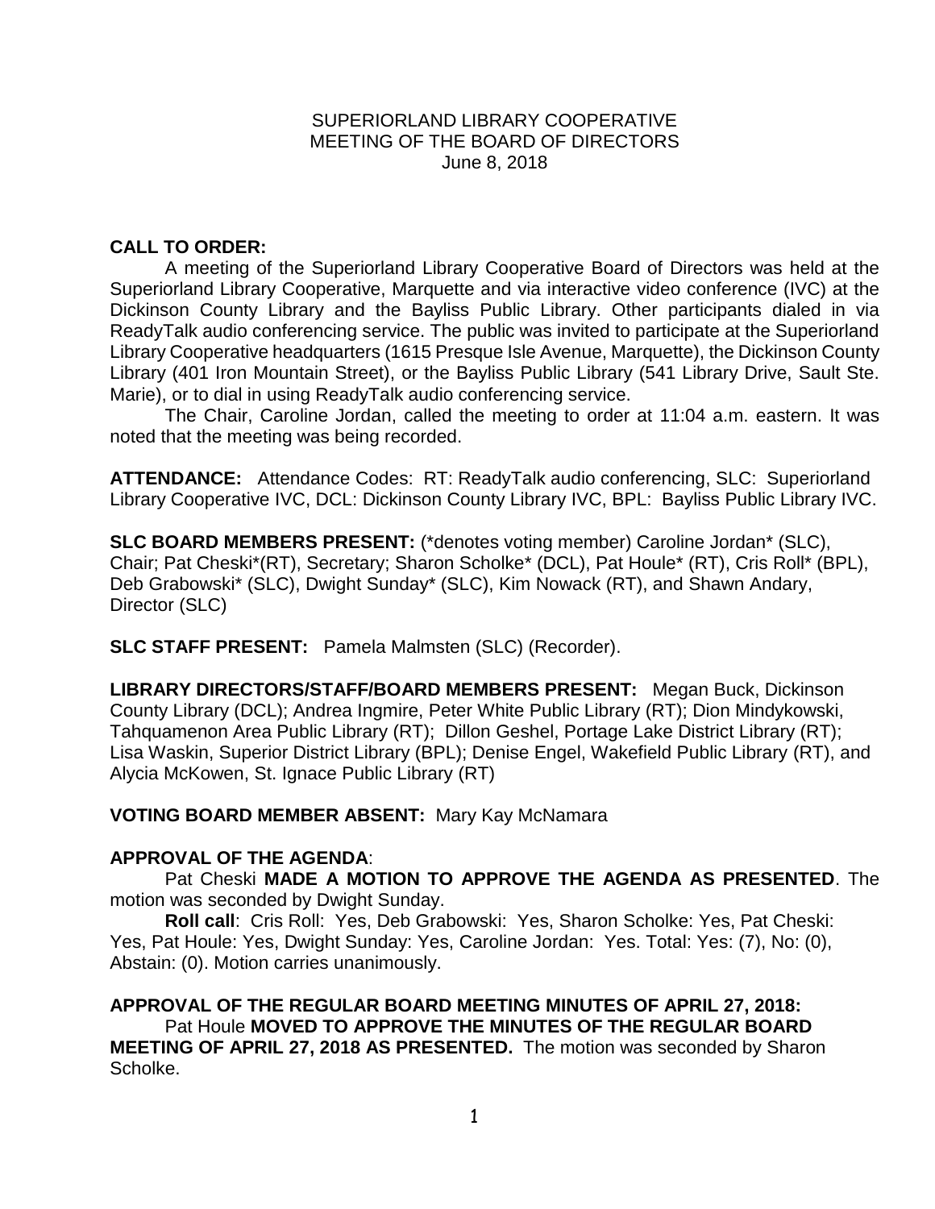SUPERIORLAND LIBRARY COOPERATIVE
MEETING OF THE BOARD OF DIRECTORS
June 8, 2018

**CALL TO ORDER:**

A meeting of the Superiorland Library Cooperative Board of Directors was held at the Superiorland Library Cooperative, Marquette and via interactive video conference (IVC) at the Dickinson County Library and the Bayliss Public Library. Other participants dialed in via ReadyTalk audio conferencing service. The public was invited to participate at the Superiorland Library Cooperative headquarters (1615 Presque Isle Avenue, Marquette), the Dickinson County Library (401 Iron Mountain Street), or the Bayliss Public Library (541 Library Drive, Sault Ste. Marie), or to dial in using ReadyTalk audio conferencing service.

The Chair, Caroline Jordan, called the meeting to order at 11:04 a.m. eastern. It was noted that the meeting was being recorded.

**ATTENDANCE:** Attendance Codes: RT: ReadyTalk audio conferencing, SLC: Superiorland Library Cooperative IVC, DCL: Dickinson County Library IVC, BPL: Bayliss Public Library IVC.

**SLC BOARD MEMBERS PRESENT:** (*denotes voting member) Caroline Jordan* (SLC), Chair; Pat Cheski*(RT), Secretary; Sharon Scholke* (DCL), Pat Houle* (RT), Cris Roll* (BPL), Deb Grabowski* (SLC), Dwight Sunday* (SLC), Kim Nowack (RT), and Shawn Andary, Director (SLC)

**SLC STAFF PRESENT:** Pamela Malmsten (SLC) (Recorder).

**LIBRARY DIRECTORS/STAFF/BOARD MEMBERS PRESENT:** Megan Buck, Dickinson County Library (DCL); Andrea Ingmire, Peter White Public Library (RT); Dion Mindykowski, Tahquamenon Area Public Library (RT); Dillon Geshel, Portage Lake District Library (RT); Lisa Waskin, Superior District Library (BPL); Denise Engel, Wakefield Public Library (RT), and Alycia McKowen, St. Ignace Public Library (RT)

**VOTING BOARD MEMBER ABSENT:** Mary Kay McNamara

**APPROVAL OF THE AGENDA**:

Pat Cheski **MADE A MOTION TO APPROVE THE AGENDA AS PRESENTED**. The motion was seconded by Dwight Sunday.

**Roll call**: Cris Roll: Yes, Deb Grabowski: Yes, Sharon Scholke: Yes, Pat Cheski: Yes, Pat Houle: Yes, Dwight Sunday: Yes, Caroline Jordan: Yes. Total: Yes: (7), No: (0), Abstain: (0). Motion carries unanimously.

**APPROVAL OF THE REGULAR BOARD MEETING MINUTES OF APRIL 27, 2018:**

Pat Houle **MOVED TO APPROVE THE MINUTES OF THE REGULAR BOARD MEETING OF APRIL 27, 2018 AS PRESENTED.** The motion was seconded by Sharon Scholke.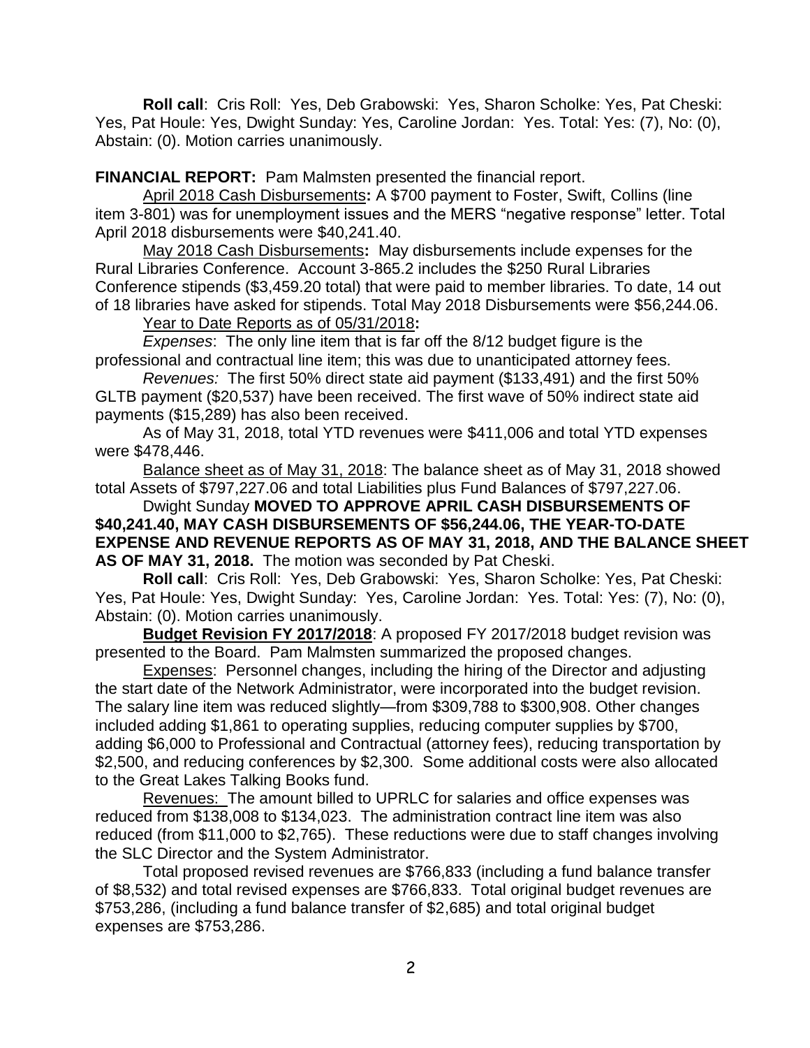**Roll call**: Cris Roll: Yes, Deb Grabowski: Yes, Sharon Scholke: Yes, Pat Cheski: Yes, Pat Houle: Yes, Dwight Sunday: Yes, Caroline Jordan: Yes. Total: Yes: (7), No: (0), Abstain: (0). Motion carries unanimously.

**FINANCIAL REPORT:** Pam Malmsten presented the financial report.

April 2018 Cash Disbursements**:** A $700 payment to Foster, Swift, Collins (line item 3-801) was for unemployment issues and the MERS "negative response" letter. Total April 2018 disbursements were $40,241.40.

May 2018 Cash Disbursements**:** May disbursements include expenses for the Rural Libraries Conference. Account 3-865.2 includes the $250 Rural Libraries Conference stipends ($3,459.20 total) that were paid to member libraries. To date, 14 out of 18 libraries have asked for stipends. Total May 2018 Disbursements were $56,244.06.

Year to Date Reports as of 05/31/2018**:**

*Expenses*: The only line item that is far off the 8/12 budget figure is the professional and contractual line item; this was due to unanticipated attorney fees.

*Revenues:* The first 50% direct state aid payment ($133,491) and the first 50% GLTB payment ($20,537) have been received. The first wave of 50% indirect state aid payments ($15,289) has also been received.

As of May 31, 2018, total YTD revenues were $411,006 and total YTD expenses were $478,446.

Balance sheet as of May 31, 2018: The balance sheet as of May 31, 2018 showed total Assets of $797,227.06 and total Liabilities plus Fund Balances of $797,227.06.

Dwight Sunday **MOVED TO APPROVE APRIL CASH DISBURSEMENTS OF $40,241.40, MAY CASH DISBURSEMENTS OF $56,244.06, THE YEAR-TO-DATE EXPENSE AND REVENUE REPORTS AS OF MAY 31, 2018, AND THE BALANCE SHEET AS OF MAY 31, 2018.** The motion was seconded by Pat Cheski.

**Roll call**: Cris Roll: Yes, Deb Grabowski: Yes, Sharon Scholke: Yes, Pat Cheski: Yes, Pat Houle: Yes, Dwight Sunday: Yes, Caroline Jordan: Yes. Total: Yes: (7), No: (0), Abstain: (0). Motion carries unanimously.

**Budget Revision FY 2017/2018**: A proposed FY 2017/2018 budget revision was presented to the Board. Pam Malmsten summarized the proposed changes.

Expenses: Personnel changes, including the hiring of the Director and adjusting the start date of the Network Administrator, were incorporated into the budget revision. The salary line item was reduced slightly—from $309,788 to $300,908. Other changes included adding $1,861 to operating supplies, reducing computer supplies by $700, adding $6,000 to Professional and Contractual (attorney fees), reducing transportation by $2,500, and reducing conferences by $2,300. Some additional costs were also allocated to the Great Lakes Talking Books fund.

Revenues: The amount billed to UPRLC for salaries and office expenses was reduced from $138,008 to $134,023. The administration contract line item was also reduced (from $11,000 to $2,765). These reductions were due to staff changes involving the SLC Director and the System Administrator.

Total proposed revised revenues are $766,833 (including a fund balance transfer of $8,532) and total revised expenses are $766,833. Total original budget revenues are $753,286, (including a fund balance transfer of $2,685) and total original budget expenses are $753,286.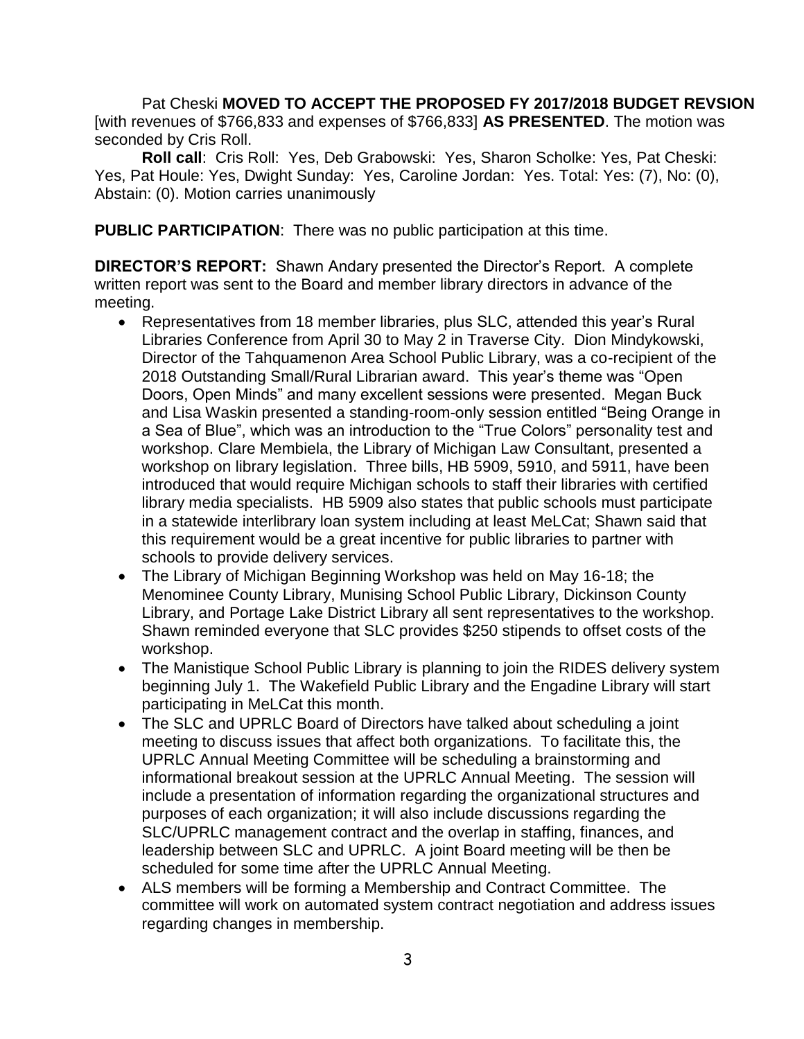Pat Cheski **MOVED TO ACCEPT THE PROPOSED FY 2017/2018 BUDGET REVSION** [with revenues of $766,833 and expenses of $766,833] **AS PRESENTED**. The motion was seconded by Cris Roll.

**Roll call**: Cris Roll: Yes, Deb Grabowski: Yes, Sharon Scholke: Yes, Pat Cheski: Yes, Pat Houle: Yes, Dwight Sunday: Yes, Caroline Jordan: Yes. Total: Yes: (7), No: (0), Abstain: (0). Motion carries unanimously

**PUBLIC PARTICIPATION**: There was no public participation at this time.

**DIRECTOR'S REPORT:** Shawn Andary presented the Director's Report. A complete written report was sent to the Board and member library directors in advance of the meeting.

- Representatives from 18 member libraries, plus SLC, attended this year's Rural Libraries Conference from April 30 to May 2 in Traverse City. Dion Mindykowski, Director of the Tahquamenon Area School Public Library, was a co-recipient of the 2018 Outstanding Small/Rural Librarian award. This year's theme was "Open Doors, Open Minds" and many excellent sessions were presented. Megan Buck and Lisa Waskin presented a standing-room-only session entitled "Being Orange in a Sea of Blue", which was an introduction to the "True Colors" personality test and workshop. Clare Membiela, the Library of Michigan Law Consultant, presented a workshop on library legislation. Three bills, HB 5909, 5910, and 5911, have been introduced that would require Michigan schools to staff their libraries with certified library media specialists. HB 5909 also states that public schools must participate in a statewide interlibrary loan system including at least MeLCat; Shawn said that this requirement would be a great incentive for public libraries to partner with schools to provide delivery services.
- The Library of Michigan Beginning Workshop was held on May 16-18; the Menominee County Library, Munising School Public Library, Dickinson County Library, and Portage Lake District Library all sent representatives to the workshop. Shawn reminded everyone that SLC provides $250 stipends to offset costs of the workshop.
- The Manistique School Public Library is planning to join the RIDES delivery system beginning July 1. The Wakefield Public Library and the Engadine Library will start participating in MeLCat this month.
- The SLC and UPRLC Board of Directors have talked about scheduling a joint meeting to discuss issues that affect both organizations. To facilitate this, the UPRLC Annual Meeting Committee will be scheduling a brainstorming and informational breakout session at the UPRLC Annual Meeting. The session will include a presentation of information regarding the organizational structures and purposes of each organization; it will also include discussions regarding the SLC/UPRLC management contract and the overlap in staffing, finances, and leadership between SLC and UPRLC. A joint Board meeting will be then be scheduled for some time after the UPRLC Annual Meeting.
- ALS members will be forming a Membership and Contract Committee. The committee will work on automated system contract negotiation and address issues regarding changes in membership.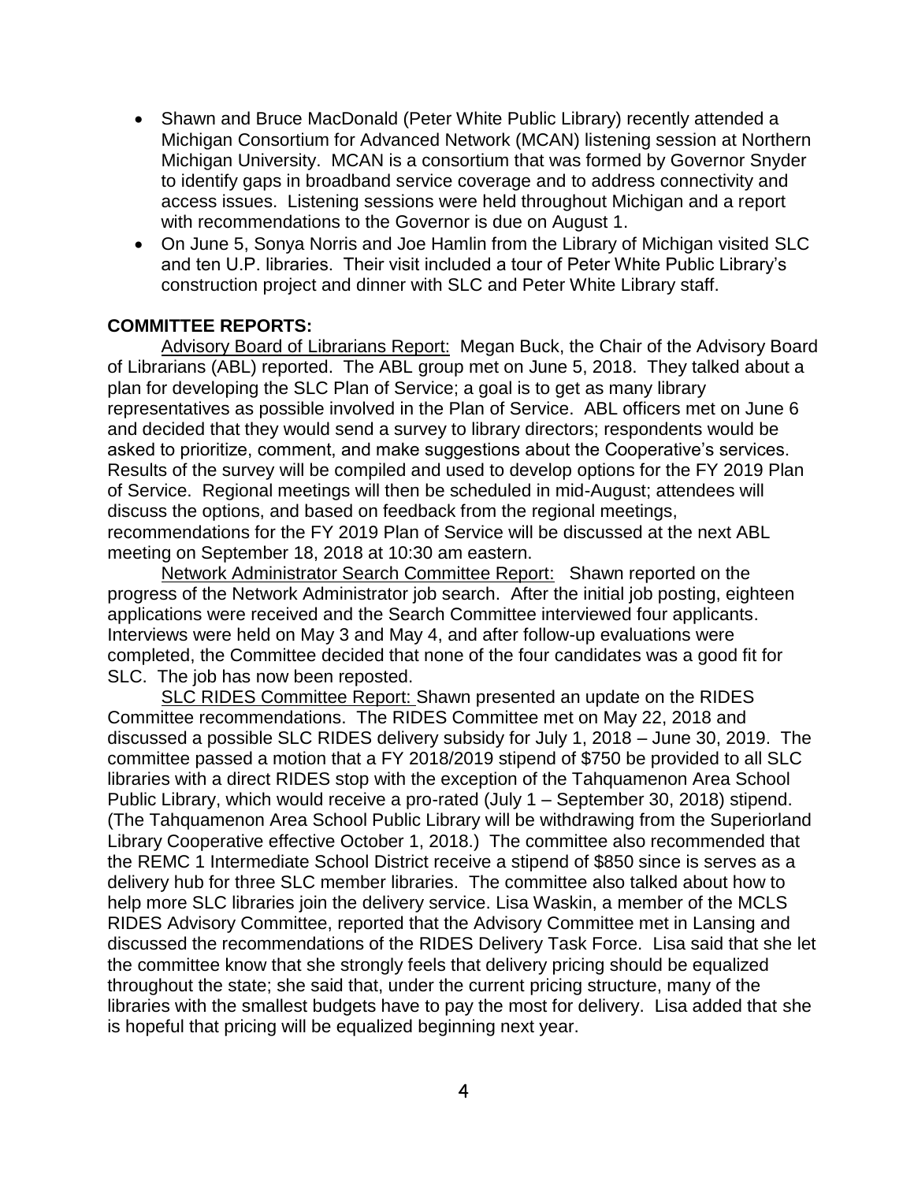- Shawn and Bruce MacDonald (Peter White Public Library) recently attended a Michigan Consortium for Advanced Network (MCAN) listening session at Northern Michigan University. MCAN is a consortium that was formed by Governor Snyder to identify gaps in broadband service coverage and to address connectivity and access issues. Listening sessions were held throughout Michigan and a report with recommendations to the Governor is due on August 1.
- On June 5, Sonya Norris and Joe Hamlin from the Library of Michigan visited SLC and ten U.P. libraries. Their visit included a tour of Peter White Public Library's construction project and dinner with SLC and Peter White Library staff.

**COMMITTEE REPORTS:**

Advisory Board of Librarians Report: Megan Buck, the Chair of the Advisory Board of Librarians (ABL) reported. The ABL group met on June 5, 2018. They talked about a plan for developing the SLC Plan of Service; a goal is to get as many library representatives as possible involved in the Plan of Service. ABL officers met on June 6 and decided that they would send a survey to library directors; respondents would be asked to prioritize, comment, and make suggestions about the Cooperative's services. Results of the survey will be compiled and used to develop options for the FY 2019 Plan of Service. Regional meetings will then be scheduled in mid-August; attendees will discuss the options, and based on feedback from the regional meetings, recommendations for the FY 2019 Plan of Service will be discussed at the next ABL meeting on September 18, 2018 at 10:30 am eastern.

Network Administrator Search Committee Report: Shawn reported on the progress of the Network Administrator job search. After the initial job posting, eighteen applications were received and the Search Committee interviewed four applicants. Interviews were held on May 3 and May 4, and after follow-up evaluations were completed, the Committee decided that none of the four candidates was a good fit for SLC. The job has now been reposted.

SLC RIDES Committee Report: Shawn presented an update on the RIDES Committee recommendations. The RIDES Committee met on May 22, 2018 and discussed a possible SLC RIDES delivery subsidy for July 1, 2018 – June 30, 2019. The committee passed a motion that a FY 2018/2019 stipend of $750 be provided to all SLC libraries with a direct RIDES stop with the exception of the Tahquamenon Area School Public Library, which would receive a pro-rated (July 1 – September 30, 2018) stipend. (The Tahquamenon Area School Public Library will be withdrawing from the Superiorland Library Cooperative effective October 1, 2018.) The committee also recommended that the REMC 1 Intermediate School District receive a stipend of $850 since is serves as a delivery hub for three SLC member libraries. The committee also talked about how to help more SLC libraries join the delivery service. Lisa Waskin, a member of the MCLS RIDES Advisory Committee, reported that the Advisory Committee met in Lansing and discussed the recommendations of the RIDES Delivery Task Force. Lisa said that she let the committee know that she strongly feels that delivery pricing should be equalized throughout the state; she said that, under the current pricing structure, many of the libraries with the smallest budgets have to pay the most for delivery. Lisa added that she is hopeful that pricing will be equalized beginning next year.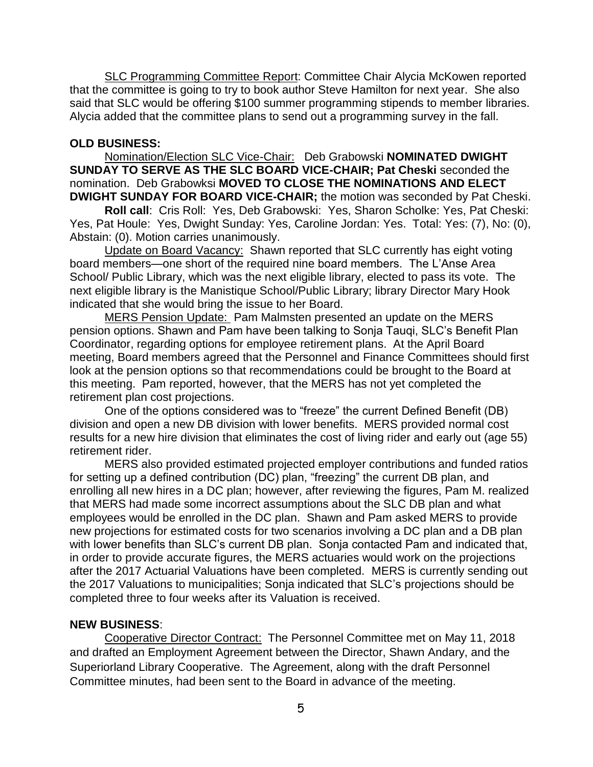SLC Programming Committee Report: Committee Chair Alycia McKowen reported that the committee is going to try to book author Steve Hamilton for next year. She also said that SLC would be offering $100 summer programming stipends to member libraries. Alycia added that the committee plans to send out a programming survey in the fall.

**OLD BUSINESS:**

Nomination/Election SLC Vice-Chair: Deb Grabowski **NOMINATED DWIGHT SUNDAY TO SERVE AS THE SLC BOARD VICE-CHAIR; Pat Cheski** seconded the nomination. Deb Grabowksi **MOVED TO CLOSE THE NOMINATIONS AND ELECT DWIGHT SUNDAY FOR BOARD VICE-CHAIR;** the motion was seconded by Pat Cheski.

**Roll call**: Cris Roll: Yes, Deb Grabowski: Yes, Sharon Scholke: Yes, Pat Cheski: Yes, Pat Houle: Yes, Dwight Sunday: Yes, Caroline Jordan: Yes. Total: Yes: (7), No: (0), Abstain: (0). Motion carries unanimously.

Update on Board Vacancy: Shawn reported that SLC currently has eight voting board members—one short of the required nine board members. The L'Anse Area School/ Public Library, which was the next eligible library, elected to pass its vote. The next eligible library is the Manistique School/Public Library; library Director Mary Hook indicated that she would bring the issue to her Board.

MERS Pension Update: Pam Malmsten presented an update on the MERS pension options. Shawn and Pam have been talking to Sonja Tauqi, SLC's Benefit Plan Coordinator, regarding options for employee retirement plans. At the April Board meeting, Board members agreed that the Personnel and Finance Committees should first look at the pension options so that recommendations could be brought to the Board at this meeting. Pam reported, however, that the MERS has not yet completed the retirement plan cost projections.

One of the options considered was to "freeze" the current Defined Benefit (DB) division and open a new DB division with lower benefits. MERS provided normal cost results for a new hire division that eliminates the cost of living rider and early out (age 55) retirement rider.

MERS also provided estimated projected employer contributions and funded ratios for setting up a defined contribution (DC) plan, "freezing" the current DB plan, and enrolling all new hires in a DC plan; however, after reviewing the figures, Pam M. realized that MERS had made some incorrect assumptions about the SLC DB plan and what employees would be enrolled in the DC plan. Shawn and Pam asked MERS to provide new projections for estimated costs for two scenarios involving a DC plan and a DB plan with lower benefits than SLC's current DB plan. Sonja contacted Pam and indicated that, in order to provide accurate figures, the MERS actuaries would work on the projections after the 2017 Actuarial Valuations have been completed. MERS is currently sending out the 2017 Valuations to municipalities; Sonja indicated that SLC's projections should be completed three to four weeks after its Valuation is received.

**NEW BUSINESS**:

Cooperative Director Contract: The Personnel Committee met on May 11, 2018 and drafted an Employment Agreement between the Director, Shawn Andary, and the Superiorland Library Cooperative. The Agreement, along with the draft Personnel Committee minutes, had been sent to the Board in advance of the meeting.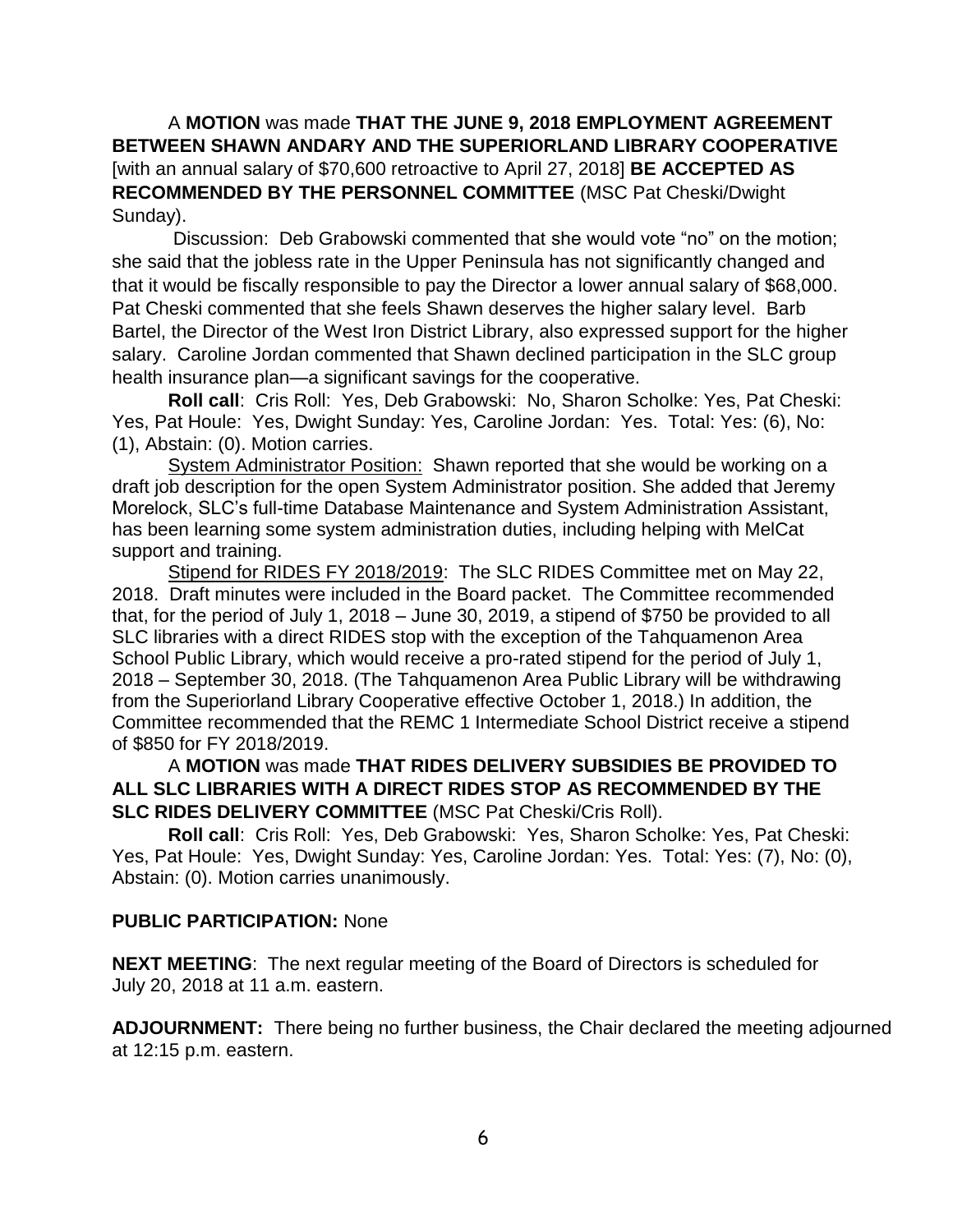A **MOTION** was made **THAT THE JUNE 9, 2018 EMPLOYMENT AGREEMENT BETWEEN SHAWN ANDARY AND THE SUPERIORLAND LIBRARY COOPERATIVE** [with an annual salary of $70,600 retroactive to April 27, 2018] **BE ACCEPTED AS RECOMMENDED BY THE PERSONNEL COMMITTEE** (MSC Pat Cheski/Dwight Sunday).

Discussion: Deb Grabowski commented that she would vote "no" on the motion; she said that the jobless rate in the Upper Peninsula has not significantly changed and that it would be fiscally responsible to pay the Director a lower annual salary of $68,000. Pat Cheski commented that she feels Shawn deserves the higher salary level. Barb Bartel, the Director of the West Iron District Library, also expressed support for the higher salary. Caroline Jordan commented that Shawn declined participation in the SLC group health insurance plan—a significant savings for the cooperative.

**Roll call**: Cris Roll: Yes, Deb Grabowski: No, Sharon Scholke: Yes, Pat Cheski: Yes, Pat Houle: Yes, Dwight Sunday: Yes, Caroline Jordan: Yes. Total: Yes: (6), No: (1), Abstain: (0). Motion carries.

System Administrator Position: Shawn reported that she would be working on a draft job description for the open System Administrator position. She added that Jeremy Morelock, SLC's full-time Database Maintenance and System Administration Assistant, has been learning some system administration duties, including helping with MelCat support and training.

Stipend for RIDES FY 2018/2019: The SLC RIDES Committee met on May 22, 2018. Draft minutes were included in the Board packet. The Committee recommended that, for the period of July 1, 2018 – June 30, 2019, a stipend of $750 be provided to all SLC libraries with a direct RIDES stop with the exception of the Tahquamenon Area School Public Library, which would receive a pro-rated stipend for the period of July 1, 2018 – September 30, 2018. (The Tahquamenon Area Public Library will be withdrawing from the Superiorland Library Cooperative effective October 1, 2018.) In addition, the Committee recommended that the REMC 1 Intermediate School District receive a stipend of $850 for FY 2018/2019.

A **MOTION** was made **THAT RIDES DELIVERY SUBSIDIES BE PROVIDED TO ALL SLC LIBRARIES WITH A DIRECT RIDES STOP AS RECOMMENDED BY THE SLC RIDES DELIVERY COMMITTEE** (MSC Pat Cheski/Cris Roll).

**Roll call**: Cris Roll: Yes, Deb Grabowski: Yes, Sharon Scholke: Yes, Pat Cheski: Yes, Pat Houle: Yes, Dwight Sunday: Yes, Caroline Jordan: Yes. Total: Yes: (7), No: (0), Abstain: (0). Motion carries unanimously.

**PUBLIC PARTICIPATION:** None

**NEXT MEETING**: The next regular meeting of the Board of Directors is scheduled for July 20, 2018 at 11 a.m. eastern.

**ADJOURNMENT:** There being no further business, the Chair declared the meeting adjourned at 12:15 p.m. eastern.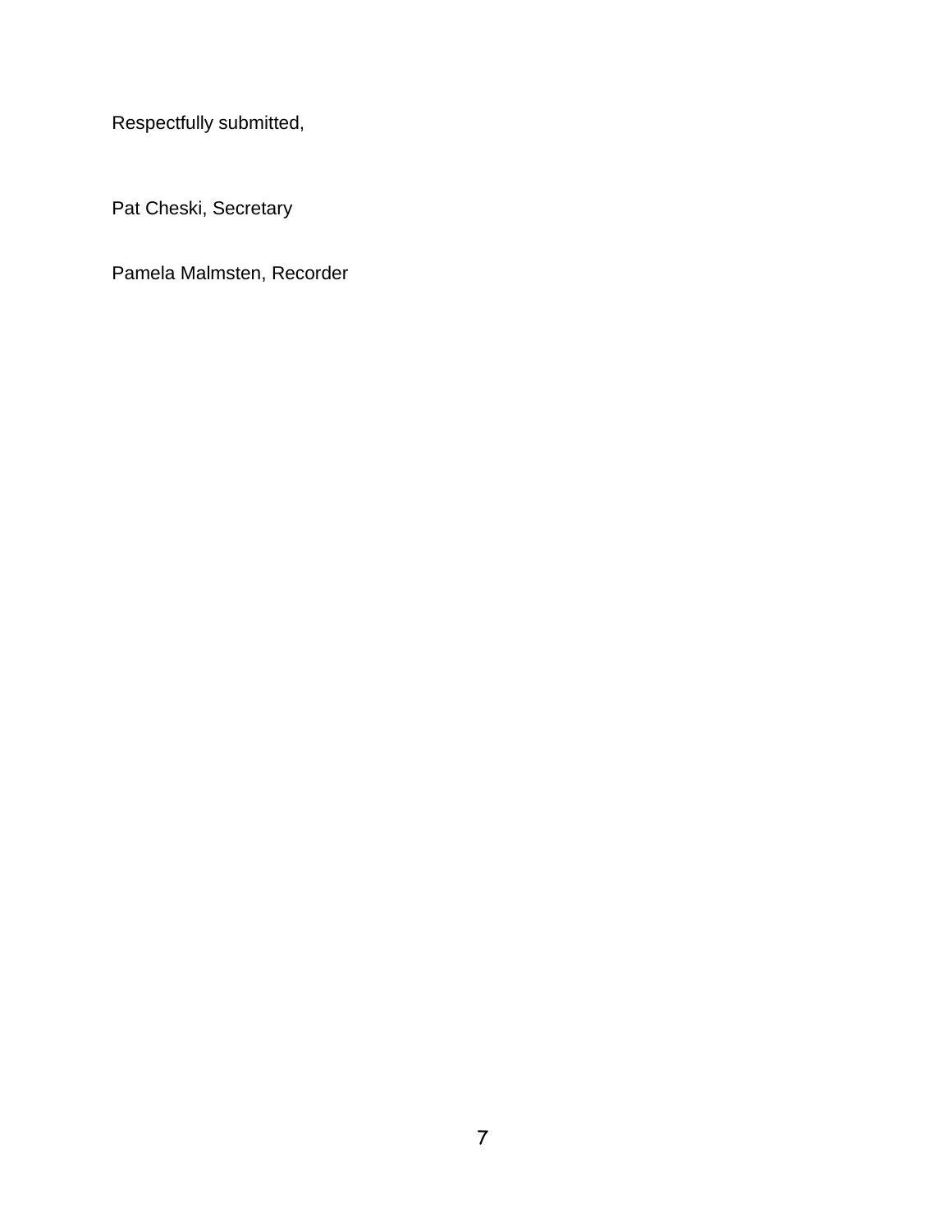Respectfully submitted,

Pat Cheski, Secretary

Pamela Malmsten, Recorder